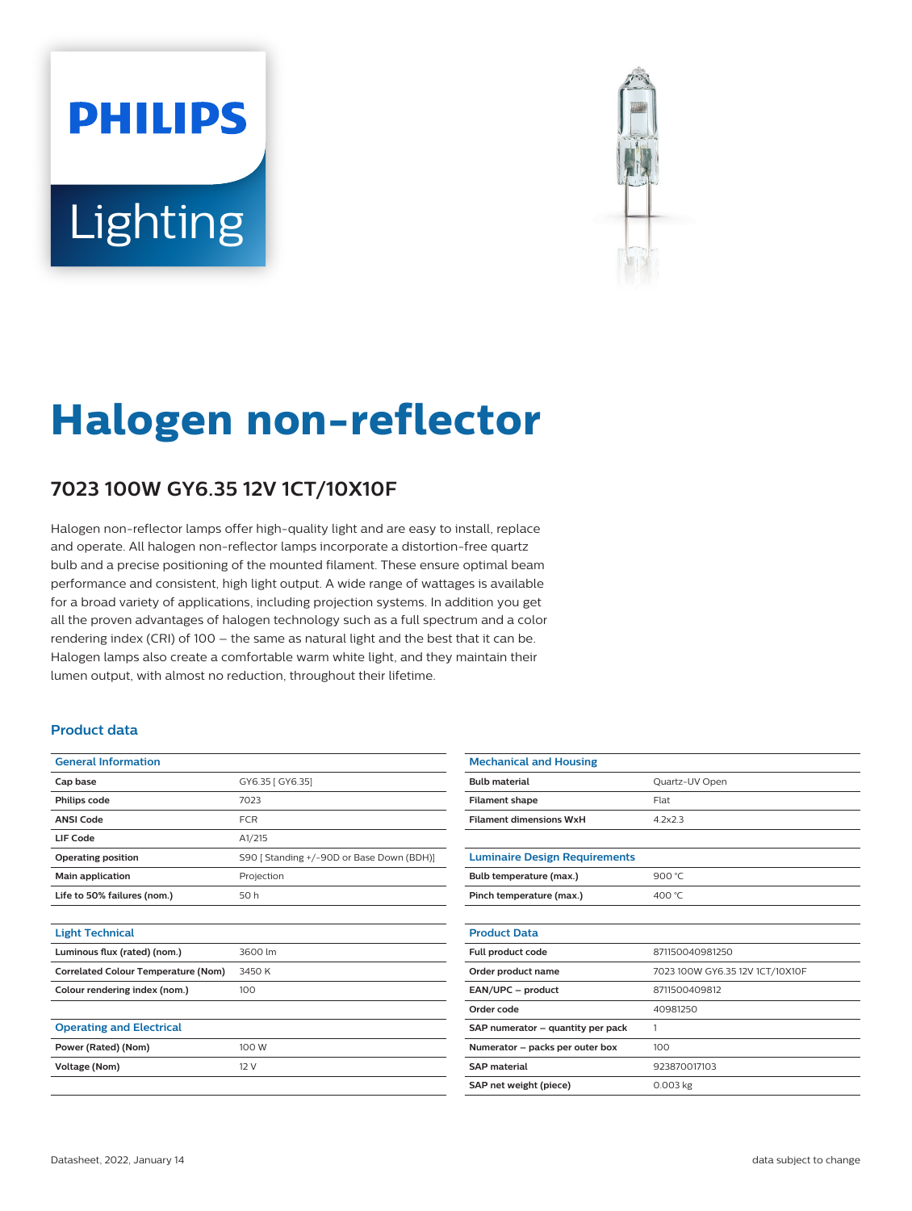PHILIPS

Lighting

# Halogen non-reflector

## 7023 100W GY6.35 12V 1CT/10X10F

Halogen non-reflector lamps offer high-quality light and are easy to install, replace and operate. All halogen non-reflector lamps incorporate a distortion-free quartz bulb and a precise positioning of the mounted filament. These ensure optimal beam performance and consistent, high light output. A wide range of wattages is available for a broad variety of applications, including projection systems. In addition you get all the proven advantages of halogen technology such as a full spectrum and a color rendering index (CRI) of 100 – the same as natural light and the best that it can be. Halogen lamps also create a comfortable warm white light, and they maintain their lumen output, with almost no reduction, throughout their lifetime.

### Product data

| General Information | |
|---|---|
| Cap base | GY6.35 [ GY6.35] |
| Philips code | 7023 |
| ANSI Code | FCR |
| LIF Code | A1/215 |
| Operating position | S90 [ Standing +/-90D or Base Down (BDH)] |
| Main application | Projection |
| Life to 50% failures (nom.) | 50 h |

| Light Technical | |
|---|---|
| Luminous flux (rated) (nom.) | 3600 lm |
| Correlated Colour Temperature (Nom) | 3450 K |
| Colour rendering index (nom.) | 100 |

| Operating and Electrical | |
|---|---|
| Power (Rated) (Nom) | 100 W |
| Voltage (Nom) | 12 V |

| Mechanical and Housing | |
|---|---|
| Bulb material | Quartz-UV Open |
| Filament shape | Flat |
| Filament dimensions WxH | 4.2x2.3 |

| Luminaire Design Requirements | |
|---|---|
| Bulb temperature (max.) | 900 °C |
| Pinch temperature (max.) | 400 °C |

| Product Data | |
|---|---|
| Full product code | 871150040981250 |
| Order product name | 7023 100W GY6.35 12V 1CT/10X10F |
| EAN/UPC – product | 8711500409812 |
| Order code | 40981250 |
| SAP numerator – quantity per pack | 1 |
| Numerator – packs per outer box | 100 |
| SAP material | 923870017103 |
| SAP net weight (piece) | 0.003 kg |

Datasheet, 2022, January 14 | data subject to change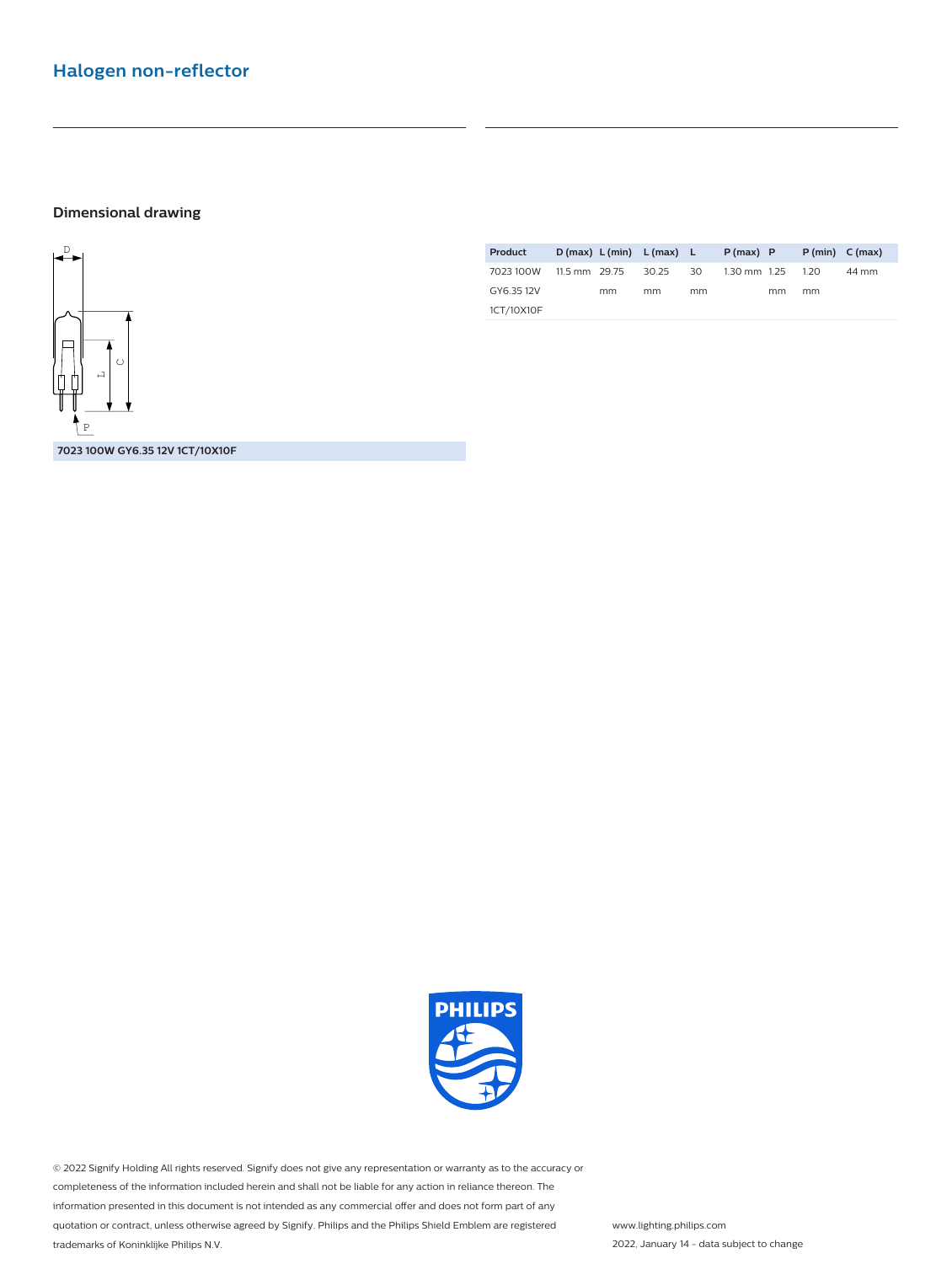## Halogen non-reflector

### Dimensional drawing

D

L

C

P

7023 100W GY6.35 12V 1CT/10X10F

| Product | D (max) | L (min) | L (max) | L | P (max) | P | P (min) | C (max) |
|---|---|---|---|---|---|---|---|---|
| 7023 100W GY6.35 12V 1CT/10X10F | 11.5 mm | 29.75 mm | 30.25 mm | 30 mm | 1.30 mm | 1.25 mm | 1.20 mm | 44 mm |

© 2022 Signify Holding All rights reserved. Signify does not give any representation or warranty as to the accuracy or completeness of the information included herein and shall not be liable for any action in reliance thereon. The information presented in this document is not intended as any commercial offer and does not form part of any quotation or contract, unless otherwise agreed by Signify. Philips and the Philips Shield Emblem are registered trademarks of Koninklijke Philips N.V.

www.lighting.philips.com

2022, January 14 - data subject to change